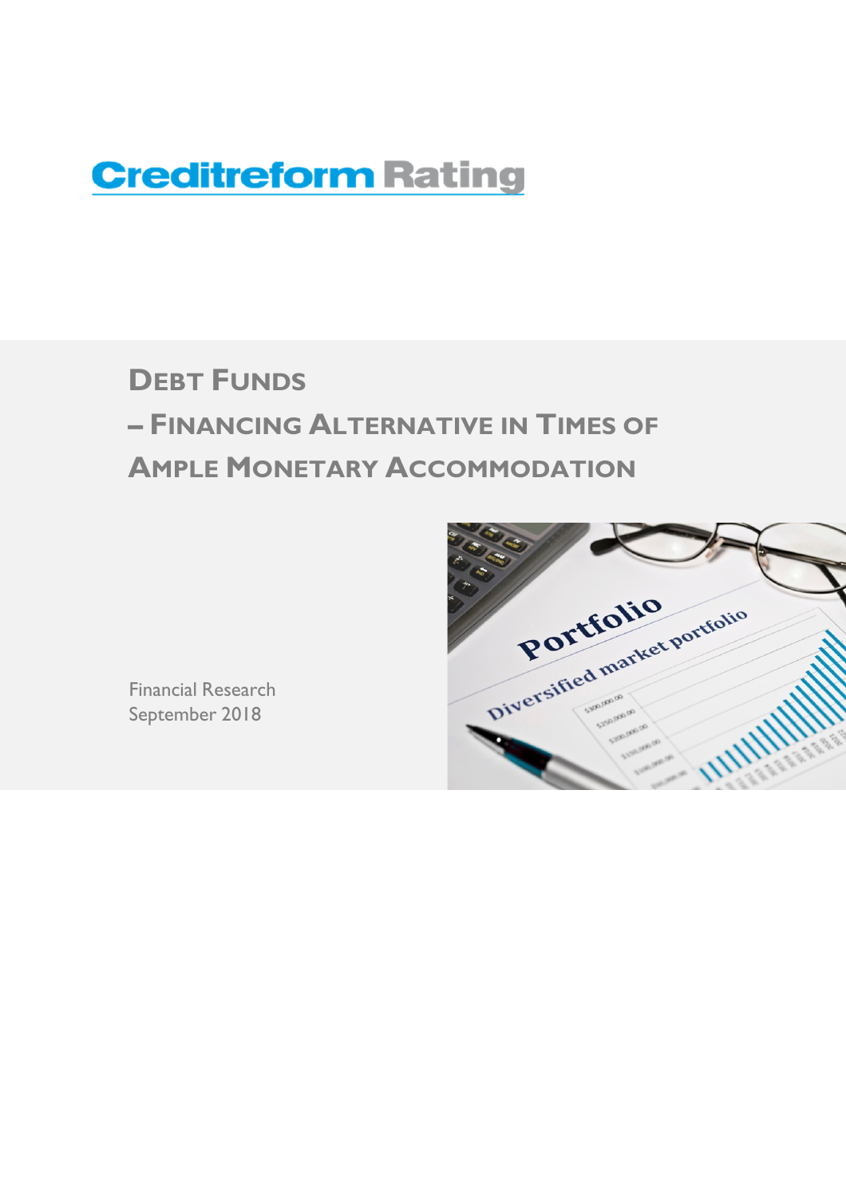Creditreform Rating

# Debt Funds

# – Financing Alternative in Times of Ample Monetary Accommodation

Financial Research
September 2018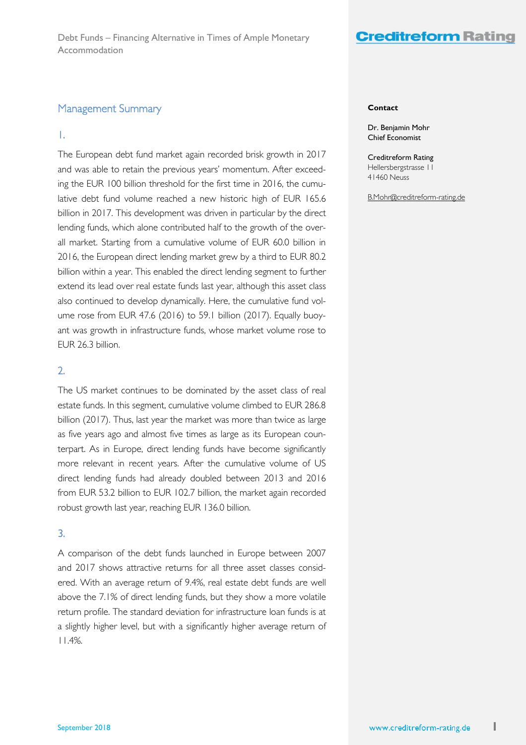## Management Summary

### 1.

The European debt fund market again recorded brisk growth in 2017 and was able to retain the previous years' momentum. After exceeding the EUR 100 billion threshold for the first time in 2016, the cumulative debt fund volume reached a new historic high of EUR 165.6 billion in 2017. This development was driven in particular by the direct lending funds, which alone contributed half to the growth of the overall market. Starting from a cumulative volume of EUR 60.0 billion in 2016, the European direct lending market grew by a third to EUR 80.2 billion within a year. This enabled the direct lending segment to further extend its lead over real estate funds last year, although this asset class also continued to develop dynamically. Here, the cumulative fund volume rose from EUR 47.6 (2016) to 59.1 billion (2017). Equally buoyant was growth in infrastructure funds, whose market volume rose to EUR 26.3 billion.

### 2.

The US market continues to be dominated by the asset class of real estate funds. In this segment, cumulative volume climbed to EUR 286.8 billion (2017). Thus, last year the market was more than twice as large as five years ago and almost five times as large as its European counterpart. As in Europe, direct lending funds have become significantly more relevant in recent years. After the cumulative volume of US direct lending funds had already doubled between 2013 and 2016 from EUR 53.2 billion to EUR 102.7 billion, the market again recorded robust growth last year, reaching EUR 136.0 billion.

### 3.

A comparison of the debt funds launched in Europe between 2007 and 2017 shows attractive returns for all three asset classes considered. With an average return of 9.4%, real estate debt funds are well above the 7.1% of direct lending funds, but they show a more volatile return profile. The standard deviation for infrastructure loan funds is at a slightly higher level, but with a significantly higher average return of 11.4%.

**Contact**

Dr. Benjamin Mohr
Chief Economist

Creditreform Rating
Hellersbergstrasse 11
41460 Neuss

B.Mohr@creditreform-rating.de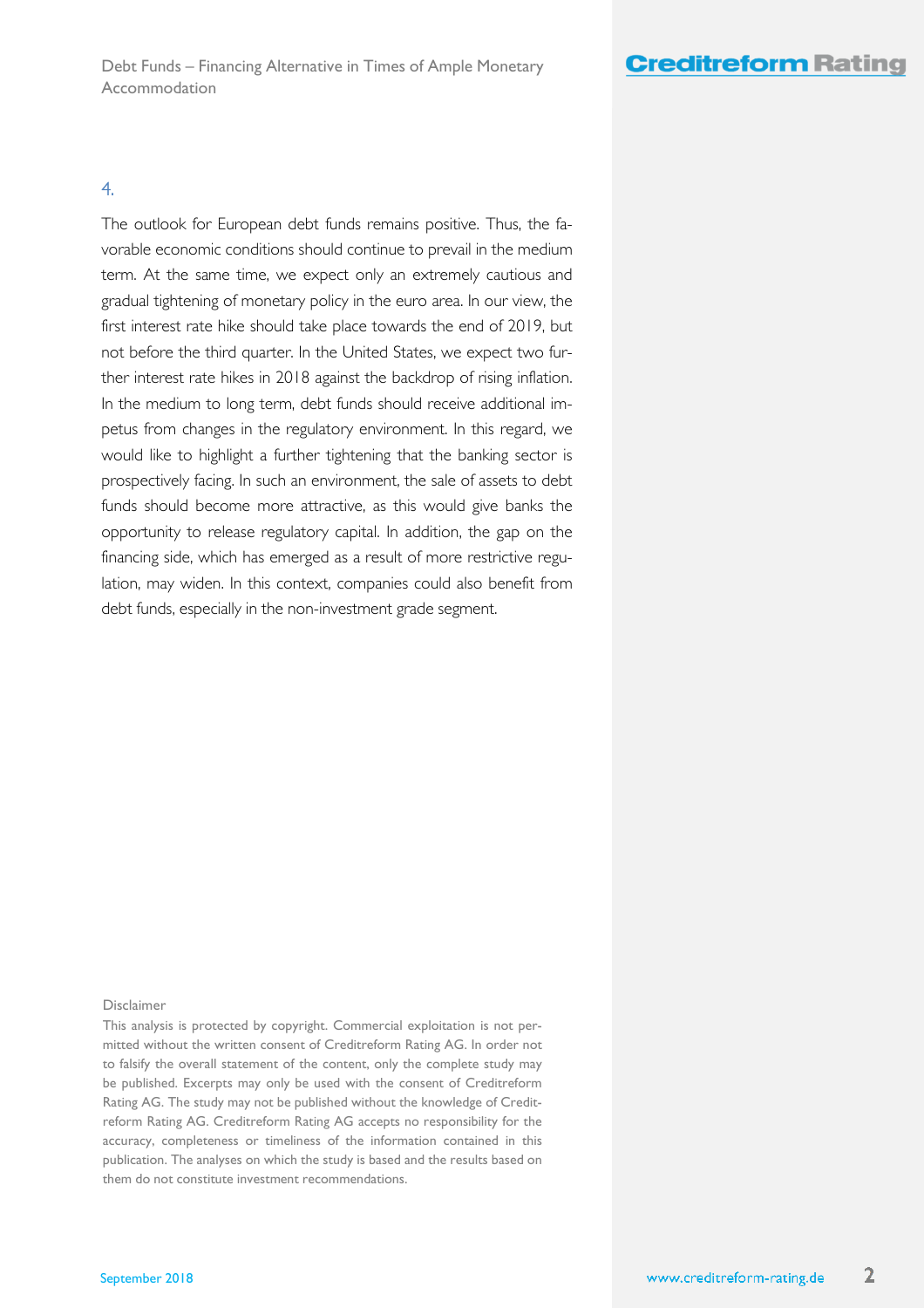4.

The outlook for European debt funds remains positive. Thus, the favorable economic conditions should continue to prevail in the medium term. At the same time, we expect only an extremely cautious and gradual tightening of monetary policy in the euro area. In our view, the first interest rate hike should take place towards the end of 2019, but not before the third quarter. In the United States, we expect two further interest rate hikes in 2018 against the backdrop of rising inflation. In the medium to long term, debt funds should receive additional impetus from changes in the regulatory environment. In this regard, we would like to highlight a further tightening that the banking sector is prospectively facing. In such an environment, the sale of assets to debt funds should become more attractive, as this would give banks the opportunity to release regulatory capital. In addition, the gap on the financing side, which has emerged as a result of more restrictive regulation, may widen. In this context, companies could also benefit from debt funds, especially in the non-investment grade segment.

Disclaimer

This analysis is protected by copyright. Commercial exploitation is not permitted without the written consent of Creditreform Rating AG. In order not to falsify the overall statement of the content, only the complete study may be published. Excerpts may only be used with the consent of Creditreform Rating AG. The study may not be published without the knowledge of Creditreform Rating AG. Creditreform Rating AG accepts no responsibility for the accuracy, completeness or timeliness of the information contained in this publication. The analyses on which the study is based and the results based on them do not constitute investment recommendations.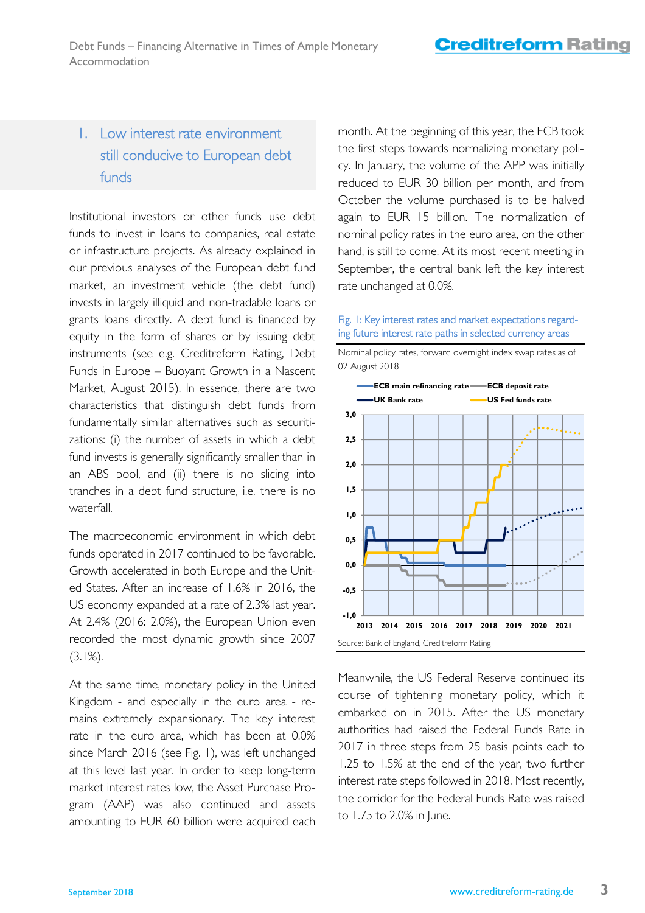## 1. Low interest rate environment still conducive to European debt funds

Institutional investors or other funds use debt funds to invest in loans to companies, real estate or infrastructure projects. As already explained in our previous analyses of the European debt fund market, an investment vehicle (the debt fund) invests in largely illiquid and non-tradable loans or grants loans directly. A debt fund is financed by equity in the form of shares or by issuing debt instruments (see e.g. Creditreform Rating, Debt Funds in Europe – Buoyant Growth in a Nascent Market, August 2015). In essence, there are two characteristics that distinguish debt funds from fundamentally similar alternatives such as securitizations: (i) the number of assets in which a debt fund invests is generally significantly smaller than in an ABS pool, and (ii) there is no slicing into tranches in a debt fund structure, i.e. there is no waterfall.

The macroeconomic environment in which debt funds operated in 2017 continued to be favorable. Growth accelerated in both Europe and the United States. After an increase of 1.6% in 2016, the US economy expanded at a rate of 2.3% last year. At 2.4% (2016: 2.0%), the European Union even recorded the most dynamic growth since 2007 (3.1%).

At the same time, monetary policy in the United Kingdom - and especially in the euro area - remains extremely expansionary. The key interest rate in the euro area, which has been at 0.0% since March 2016 (see Fig. 1), was left unchanged at this level last year. In order to keep long-term market interest rates low, the Asset Purchase Program (AAP) was also continued and assets amounting to EUR 60 billion were acquired each month. At the beginning of this year, the ECB took the first steps towards normalizing monetary policy. In January, the volume of the APP was initially reduced to EUR 30 billion per month, and from October the volume purchased is to be halved again to EUR 15 billion. The normalization of nominal policy rates in the euro area, on the other hand, is still to come. At its most recent meeting in September, the central bank left the key interest rate unchanged at 0.0%.

Fig. 1: Key interest rates and market expectations regarding future interest rate paths in selected currency areas

Nominal policy rates, forward overnight index swap rates as of 02 August 2018

Source: Bank of England, Creditreform Rating

Meanwhile, the US Federal Reserve continued its course of tightening monetary policy, which it embarked on in 2015. After the US monetary authorities had raised the Federal Funds Rate in 2017 in three steps from 25 basis points each to 1.25 to 1.5% at the end of the year, two further interest rate steps followed in 2018. Most recently, the corridor for the Federal Funds Rate was raised to 1.75 to 2.0% in June.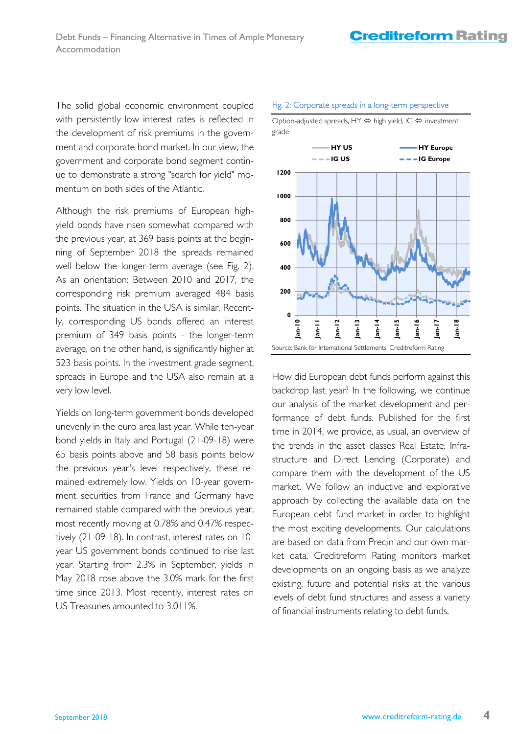The solid global economic environment coupled with persistently low interest rates is reflected in the development of risk premiums in the government and corporate bond market. In our view, the government and corporate bond segment continue to demonstrate a strong "search for yield" momentum on both sides of the Atlantic.

Although the risk premiums of European high-yield bonds have risen somewhat compared with the previous year, at 369 basis points at the beginning of September 2018 the spreads remained well below the longer-term average (see Fig. 2). As an orientation: Between 2010 and 2017, the corresponding risk premium averaged 484 basis points. The situation in the USA is similar. Recently, corresponding US bonds offered an interest premium of 349 basis points - the longer-term average, on the other hand, is significantly higher at 523 basis points. In the investment grade segment, spreads in Europe and the USA also remain at a very low level.

Yields on long-term government bonds developed unevenly in the euro area last year. While ten-year bond yields in Italy and Portugal (21-09-18) were 65 basis points above and 58 basis points below the previous year's level respectively, these remained extremely low. Yields on 10-year government securities from France and Germany have remained stable compared with the previous year, most recently moving at 0.78% and 0.47% respectively (21-09-18). In contrast, interest rates on 10-year US government bonds continued to rise last year. Starting from 2.3% in September, yields in May 2018 rose above the 3.0% mark for the first time since 2013. Most recently, interest rates on US Treasuries amounted to 3.011%.

Fig. 2: Corporate spreads in a long-term perspective

Option-adjusted spreads, HY ⇔ high yield, IG ⇔ investment grade

Source: Bank for International Settlements, Creditreform Rating

How did European debt funds perform against this backdrop last year? In the following, we continue our analysis of the market development and performance of debt funds. Published for the first time in 2014, we provide, as usual, an overview of the trends in the asset classes Real Estate, Infrastructure and Direct Lending (Corporate) and compare them with the development of the US market. We follow an inductive and explorative approach by collecting the available data on the European debt fund market in order to highlight the most exciting developments. Our calculations are based on data from Preqin and our own market data. Creditreform Rating monitors market developments on an ongoing basis as we analyze existing, future and potential risks at the various levels of debt fund structures and assess a variety of financial instruments relating to debt funds.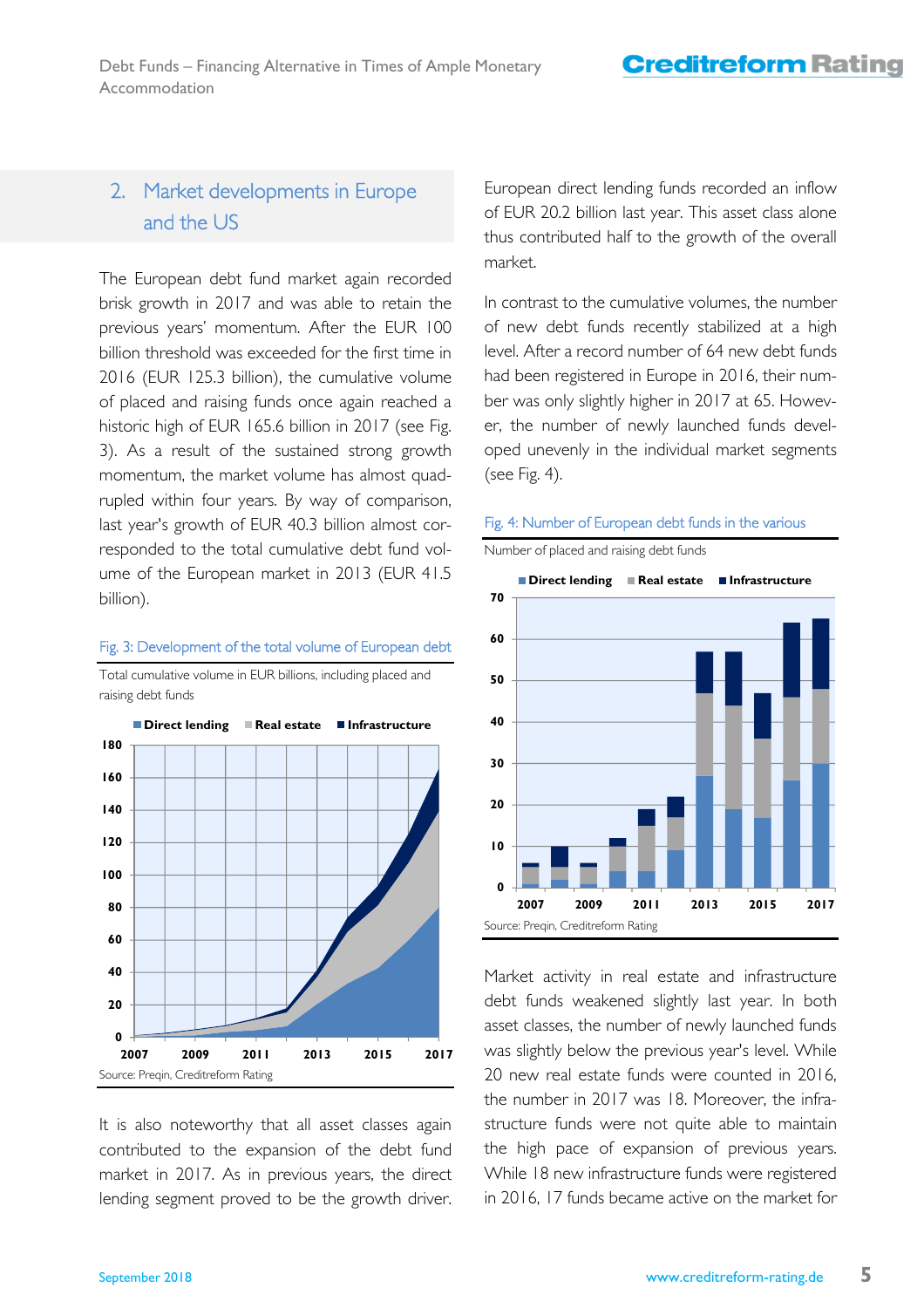## 2. Market developments in Europe and the US

The European debt fund market again recorded brisk growth in 2017 and was able to retain the previous years' momentum. After the EUR 100 billion threshold was exceeded for the first time in 2016 (EUR 125.3 billion), the cumulative volume of placed and raising funds once again reached a historic high of EUR 165.6 billion in 2017 (see Fig. 3). As a result of the sustained strong growth momentum, the market volume has almost quadrupled within four years. By way of comparison, last year's growth of EUR 40.3 billion almost corresponded to the total cumulative debt fund volume of the European market in 2013 (EUR 41.5 billion).

Fig. 3: Development of the total volume of European debt

Total cumulative volume in EUR billions, including placed and raising debt funds

Source: Preqin, Creditreform Rating

It is also noteworthy that all asset classes again contributed to the expansion of the debt fund market in 2017. As in previous years, the direct lending segment proved to be the growth driver. European direct lending funds recorded an inflow of EUR 20.2 billion last year. This asset class alone thus contributed half to the growth of the overall market.

In contrast to the cumulative volumes, the number of new debt funds recently stabilized at a high level. After a record number of 64 new debt funds had been registered in Europe in 2016, their number was only slightly higher in 2017 at 65. However, the number of newly launched funds developed unevenly in the individual market segments (see Fig. 4).

Fig. 4: Number of European debt funds in the various

Number of placed and raising debt funds

Source: Preqin, Creditreform Rating

Market activity in real estate and infrastructure debt funds weakened slightly last year. In both asset classes, the number of newly launched funds was slightly below the previous year's level. While 20 new real estate funds were counted in 2016, the number in 2017 was 18. Moreover, the infrastructure funds were not quite able to maintain the high pace of expansion of previous years. While 18 new infrastructure funds were registered in 2016, 17 funds became active on the market for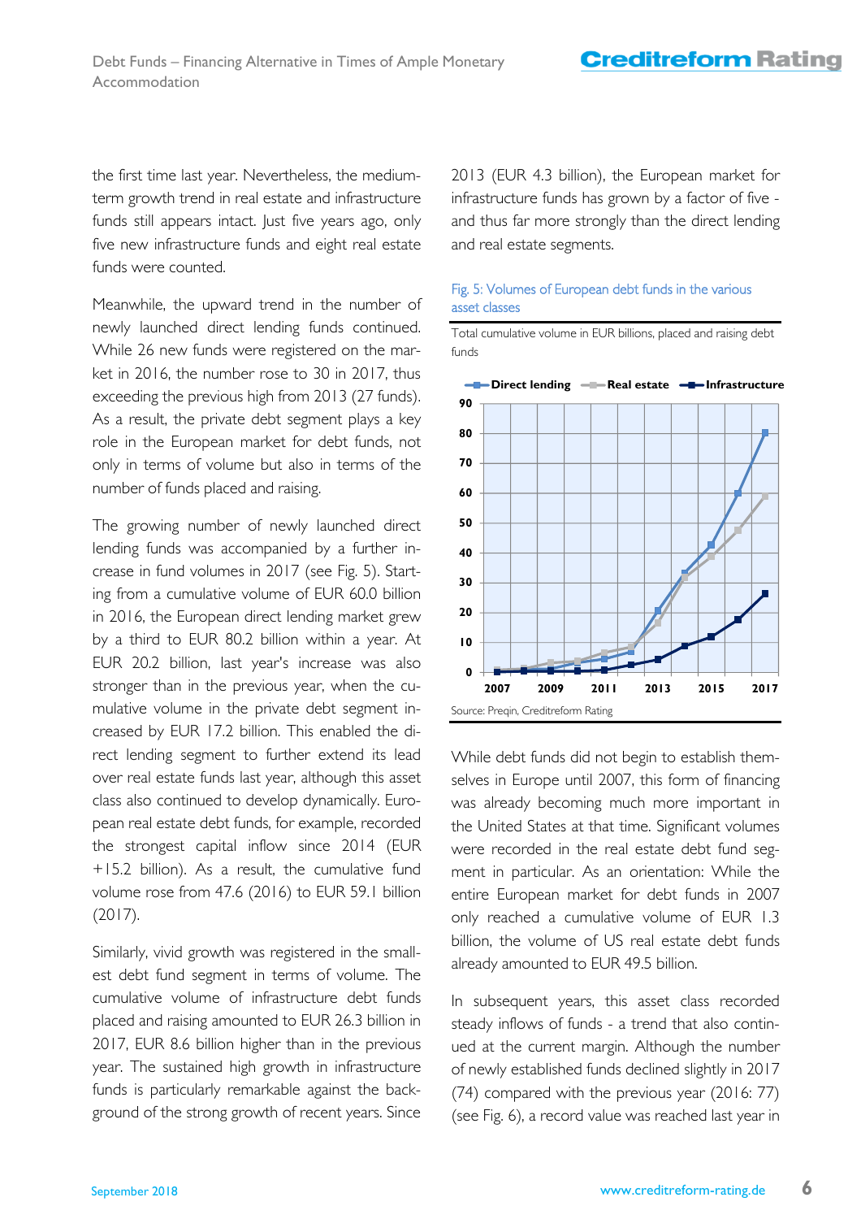the first time last year. Nevertheless, the medium-term growth trend in real estate and infrastructure funds still appears intact. Just five years ago, only five new infrastructure funds and eight real estate funds were counted.

Meanwhile, the upward trend in the number of newly launched direct lending funds continued. While 26 new funds were registered on the market in 2016, the number rose to 30 in 2017, thus exceeding the previous high from 2013 (27 funds). As a result, the private debt segment plays a key role in the European market for debt funds, not only in terms of volume but also in terms of the number of funds placed and raising.

The growing number of newly launched direct lending funds was accompanied by a further increase in fund volumes in 2017 (see Fig. 5). Starting from a cumulative volume of EUR 60.0 billion in 2016, the European direct lending market grew by a third to EUR 80.2 billion within a year. At EUR 20.2 billion, last year's increase was also stronger than in the previous year, when the cumulative volume in the private debt segment increased by EUR 17.2 billion. This enabled the direct lending segment to further extend its lead over real estate funds last year, although this asset class also continued to develop dynamically. European real estate debt funds, for example, recorded the strongest capital inflow since 2014 (EUR +15.2 billion). As a result, the cumulative fund volume rose from 47.6 (2016) to EUR 59.1 billion (2017).

Similarly, vivid growth was registered in the smallest debt fund segment in terms of volume. The cumulative volume of infrastructure debt funds placed and raising amounted to EUR 26.3 billion in 2017, EUR 8.6 billion higher than in the previous year. The sustained high growth in infrastructure funds is particularly remarkable against the background of the strong growth of recent years. Since 2013 (EUR 4.3 billion), the European market for infrastructure funds has grown by a factor of five - and thus far more strongly than the direct lending and real estate segments.

Fig. 5: Volumes of European debt funds in the various asset classes

Total cumulative volume in EUR billions, placed and raising debt funds

Source: Preqin, Creditreform Rating

While debt funds did not begin to establish themselves in Europe until 2007, this form of financing was already becoming much more important in the United States at that time. Significant volumes were recorded in the real estate debt fund segment in particular. As an orientation: While the entire European market for debt funds in 2007 only reached a cumulative volume of EUR 1.3 billion, the volume of US real estate debt funds already amounted to EUR 49.5 billion.

In subsequent years, this asset class recorded steady inflows of funds - a trend that also continued at the current margin. Although the number of newly established funds declined slightly in 2017 (74) compared with the previous year (2016: 77) (see Fig. 6), a record value was reached last year in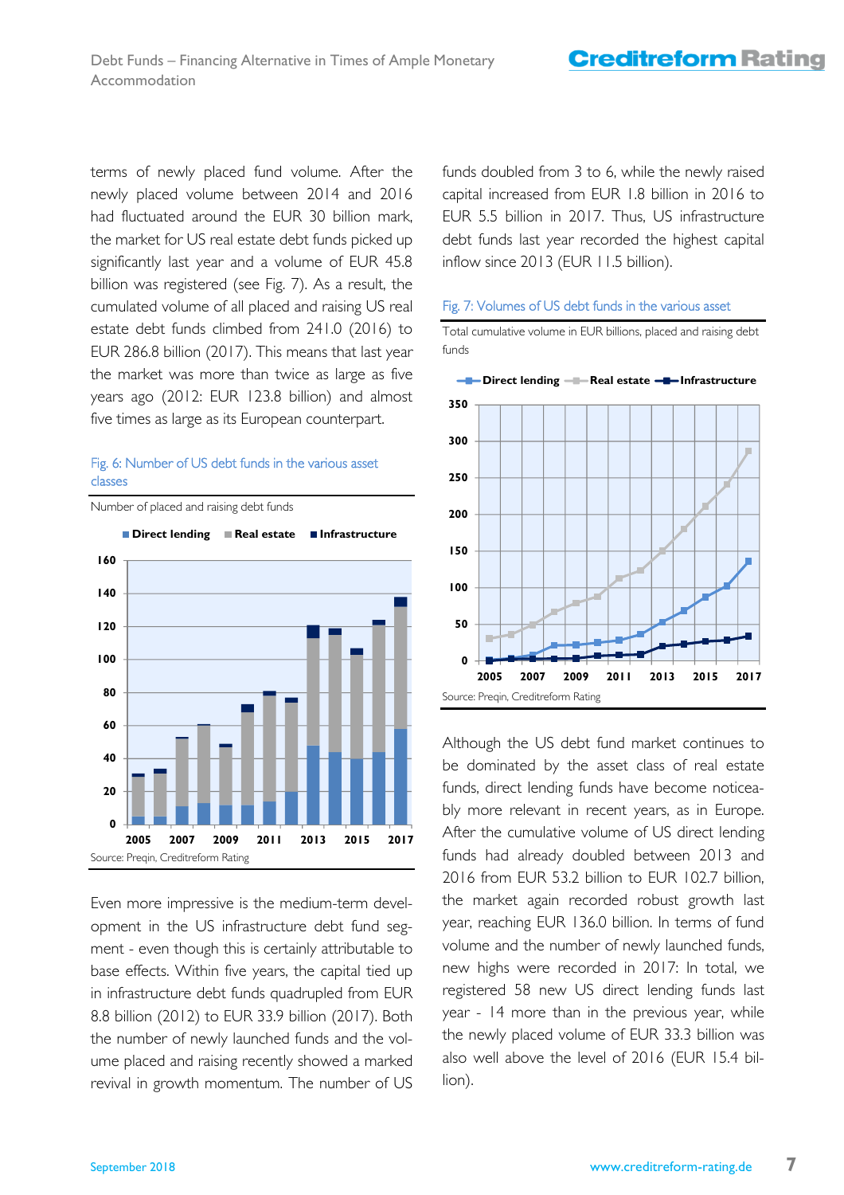terms of newly placed fund volume. After the newly placed volume between 2014 and 2016 had fluctuated around the EUR 30 billion mark, the market for US real estate debt funds picked up significantly last year and a volume of EUR 45.8 billion was registered (see Fig. 7). As a result, the cumulated volume of all placed and raising US real estate debt funds climbed from 241.0 (2016) to EUR 286.8 billion (2017). This means that last year the market was more than twice as large as five years ago (2012: EUR 123.8 billion) and almost five times as large as its European counterpart.

Fig. 6: Number of US debt funds in the various asset classes

Number of placed and raising debt funds

Source: Preqin, Creditreform Rating

Even more impressive is the medium-term development in the US infrastructure debt fund segment - even though this is certainly attributable to base effects. Within five years, the capital tied up in infrastructure debt funds quadrupled from EUR 8.8 billion (2012) to EUR 33.9 billion (2017). Both the number of newly launched funds and the volume placed and raising recently showed a marked revival in growth momentum. The number of US funds doubled from 3 to 6, while the newly raised capital increased from EUR 1.8 billion in 2016 to EUR 5.5 billion in 2017. Thus, US infrastructure debt funds last year recorded the highest capital inflow since 2013 (EUR 11.5 billion).

Fig. 7: Volumes of US debt funds in the various asset

Total cumulative volume in EUR billions, placed and raising debt funds

Source: Preqin, Creditreform Rating

Although the US debt fund market continues to be dominated by the asset class of real estate funds, direct lending funds have become noticeably more relevant in recent years, as in Europe. After the cumulative volume of US direct lending funds had already doubled between 2013 and 2016 from EUR 53.2 billion to EUR 102.7 billion, the market again recorded robust growth last year, reaching EUR 136.0 billion. In terms of fund volume and the number of newly launched funds, new highs were recorded in 2017: In total, we registered 58 new US direct lending funds last year - 14 more than in the previous year, while the newly placed volume of EUR 33.3 billion was also well above the level of 2016 (EUR 15.4 billion).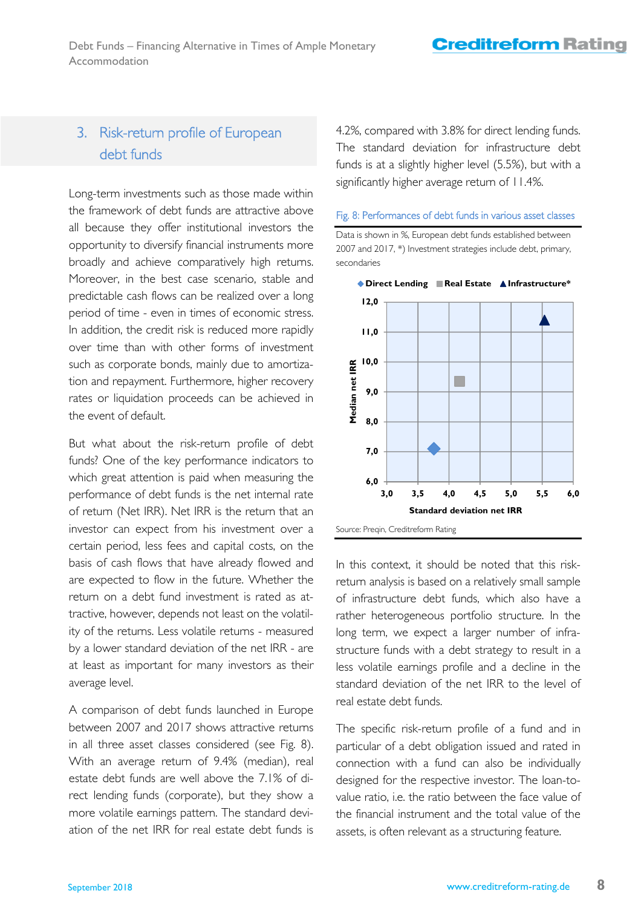## 3. Risk-return profile of European debt funds

Long-term investments such as those made within the framework of debt funds are attractive above all because they offer institutional investors the opportunity to diversify financial instruments more broadly and achieve comparatively high returns. Moreover, in the best case scenario, stable and predictable cash flows can be realized over a long period of time - even in times of economic stress. In addition, the credit risk is reduced more rapidly over time than with other forms of investment such as corporate bonds, mainly due to amortization and repayment. Furthermore, higher recovery rates or liquidation proceeds can be achieved in the event of default.

But what about the risk-return profile of debt funds? One of the key performance indicators to which great attention is paid when measuring the performance of debt funds is the net internal rate of return (Net IRR). Net IRR is the return that an investor can expect from his investment over a certain period, less fees and capital costs, on the basis of cash flows that have already flowed and are expected to flow in the future. Whether the return on a debt fund investment is rated as attractive, however, depends not least on the volatility of the returns. Less volatile returns - measured by a lower standard deviation of the net IRR - are at least as important for many investors as their average level.

A comparison of debt funds launched in Europe between 2007 and 2017 shows attractive returns in all three asset classes considered (see Fig. 8). With an average return of 9.4% (median), real estate debt funds are well above the 7.1% of direct lending funds (corporate), but they show a more volatile earnings pattern. The standard deviation of the net IRR for real estate debt funds is 4.2%, compared with 3.8% for direct lending funds. The standard deviation for infrastructure debt funds is at a slightly higher level (5.5%), but with a significantly higher average return of 11.4%.

Fig. 8: Performances of debt funds in various asset classes

Data is shown in %, European debt funds established between 2007 and 2017, *) Investment strategies include debt, primary, secondaries

| Asset class | Standard deviation net IRR | Median net IRR |
|---|---|---|
| Direct Lending | 3,8 | 7,1 |
| Real Estate | 4,2 | 9,4 |
| Infrastructure* | 5,5 | 11,4 |

Source: Preqin, Creditreform Rating

In this context, it should be noted that this risk-return analysis is based on a relatively small sample of infrastructure debt funds, which also have a rather heterogeneous portfolio structure. In the long term, we expect a larger number of infrastructure funds with a debt strategy to result in a less volatile earnings profile and a decline in the standard deviation of the net IRR to the level of real estate debt funds.

The specific risk-return profile of a fund and in particular of a debt obligation issued and rated in connection with a fund can also be individually designed for the respective investor. The loan-to-value ratio, i.e. the ratio between the face value of the financial instrument and the total value of the assets, is often relevant as a structuring feature.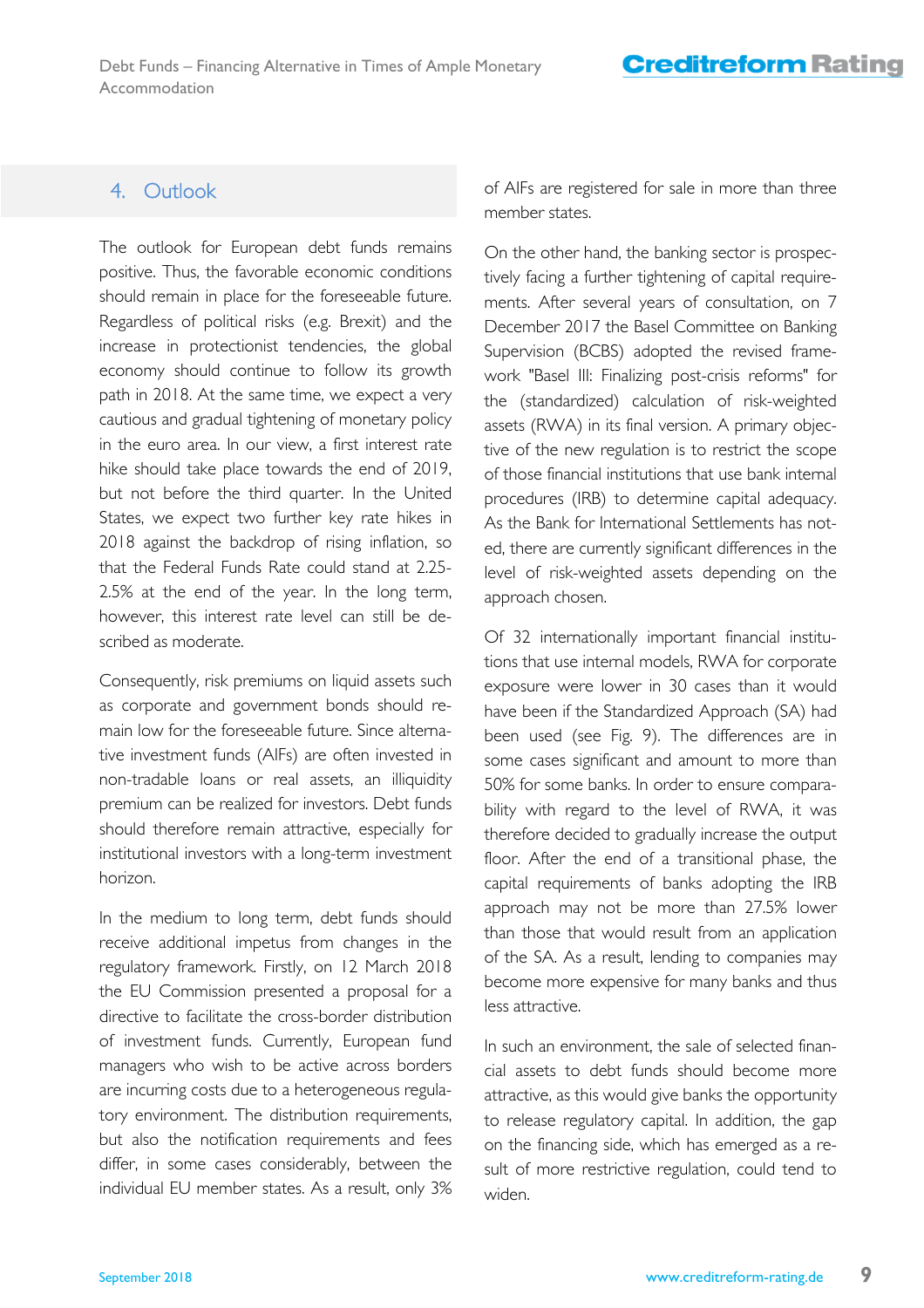## 4. Outlook

The outlook for European debt funds remains positive. Thus, the favorable economic conditions should remain in place for the foreseeable future. Regardless of political risks (e.g. Brexit) and the increase in protectionist tendencies, the global economy should continue to follow its growth path in 2018. At the same time, we expect a very cautious and gradual tightening of monetary policy in the euro area. In our view, a first interest rate hike should take place towards the end of 2019, but not before the third quarter. In the United States, we expect two further key rate hikes in 2018 against the backdrop of rising inflation, so that the Federal Funds Rate could stand at 2.25-2.5% at the end of the year. In the long term, however, this interest rate level can still be described as moderate.

Consequently, risk premiums on liquid assets such as corporate and government bonds should remain low for the foreseeable future. Since alternative investment funds (AIFs) are often invested in non-tradable loans or real assets, an illiquidity premium can be realized for investors. Debt funds should therefore remain attractive, especially for institutional investors with a long-term investment horizon.

In the medium to long term, debt funds should receive additional impetus from changes in the regulatory framework. Firstly, on 12 March 2018 the EU Commission presented a proposal for a directive to facilitate the cross-border distribution of investment funds. Currently, European fund managers who wish to be active across borders are incurring costs due to a heterogeneous regulatory environment. The distribution requirements, but also the notification requirements and fees differ, in some cases considerably, between the individual EU member states. As a result, only 3% of AIFs are registered for sale in more than three member states.

On the other hand, the banking sector is prospectively facing a further tightening of capital requirements. After several years of consultation, on 7 December 2017 the Basel Committee on Banking Supervision (BCBS) adopted the revised framework "Basel III: Finalizing post-crisis reforms" for the (standardized) calculation of risk-weighted assets (RWA) in its final version. A primary objective of the new regulation is to restrict the scope of those financial institutions that use bank internal procedures (IRB) to determine capital adequacy. As the Bank for International Settlements has noted, there are currently significant differences in the level of risk-weighted assets depending on the approach chosen.

Of 32 internationally important financial institutions that use internal models, RWA for corporate exposure were lower in 30 cases than it would have been if the Standardized Approach (SA) had been used (see Fig. 9). The differences are in some cases significant and amount to more than 50% for some banks. In order to ensure comparability with regard to the level of RWA, it was therefore decided to gradually increase the output floor. After the end of a transitional phase, the capital requirements of banks adopting the IRB approach may not be more than 27.5% lower than those that would result from an application of the SA. As a result, lending to companies may become more expensive for many banks and thus less attractive.

In such an environment, the sale of selected financial assets to debt funds should become more attractive, as this would give banks the opportunity to release regulatory capital. In addition, the gap on the financing side, which has emerged as a result of more restrictive regulation, could tend to widen.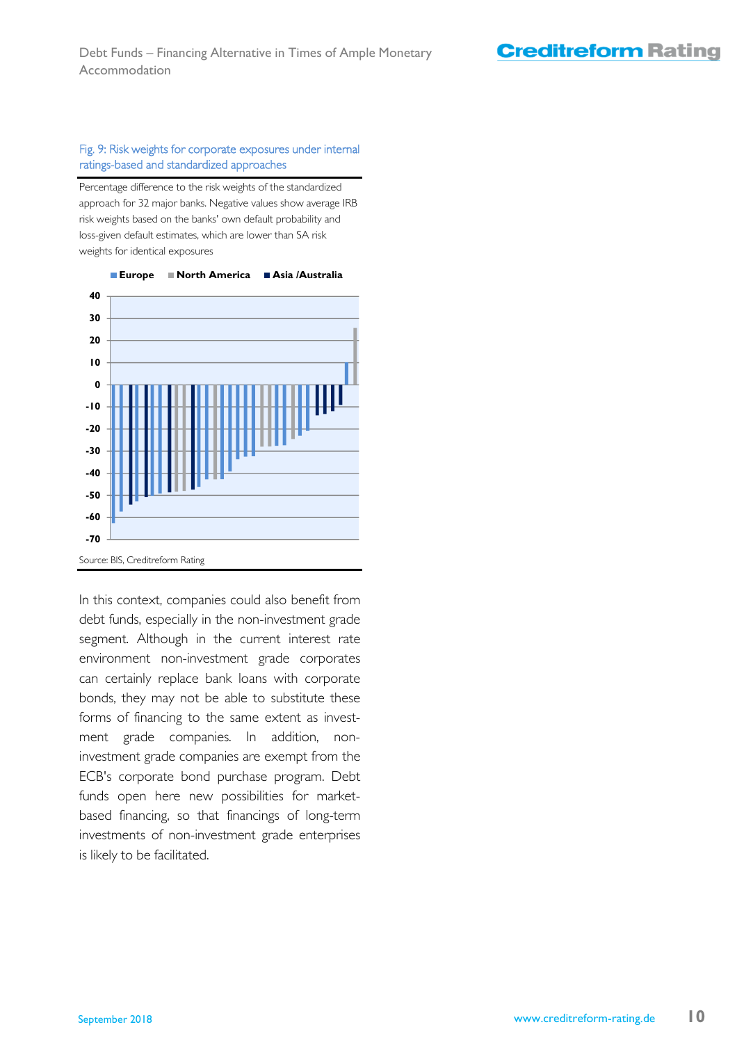Fig. 9: Risk weights for corporate exposures under internal ratings-based and standardized approaches

Percentage difference to the risk weights of the standardized approach for 32 major banks. Negative values show average IRB risk weights based on the banks' own default probability and loss-given default estimates, which are lower than SA risk weights for identical exposures

Source: BIS, Creditreform Rating

In this context, companies could also benefit from debt funds, especially in the non-investment grade segment. Although in the current interest rate environment non-investment grade corporates can certainly replace bank loans with corporate bonds, they may not be able to substitute these forms of financing to the same extent as investment grade companies. In addition, non-investment grade companies are exempt from the ECB's corporate bond purchase program. Debt funds open here new possibilities for market-based financing, so that financings of long-term investments of non-investment grade enterprises is likely to be facilitated.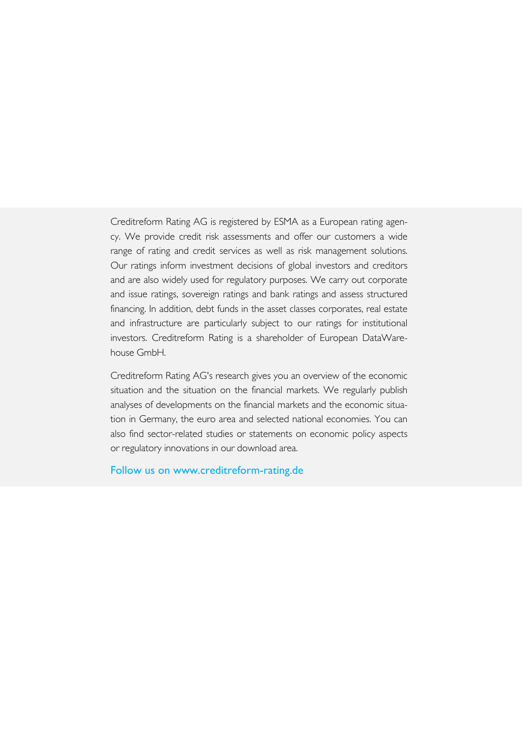Creditreform Rating AG is registered by ESMA as a European rating agency. We provide credit risk assessments and offer our customers a wide range of rating and credit services as well as risk management solutions. Our ratings inform investment decisions of global investors and creditors and are also widely used for regulatory purposes. We carry out corporate and issue ratings, sovereign ratings and bank ratings and assess structured financing. In addition, debt funds in the asset classes corporates, real estate and infrastructure are particularly subject to our ratings for institutional investors. Creditreform Rating is a shareholder of European DataWarehouse GmbH.

Creditreform Rating AG's research gives you an overview of the economic situation and the situation on the financial markets. We regularly publish analyses of developments on the financial markets and the economic situation in Germany, the euro area and selected national economies. You can also find sector-related studies or statements on economic policy aspects or regulatory innovations in our download area.

Follow us on www.creditreform-rating.de